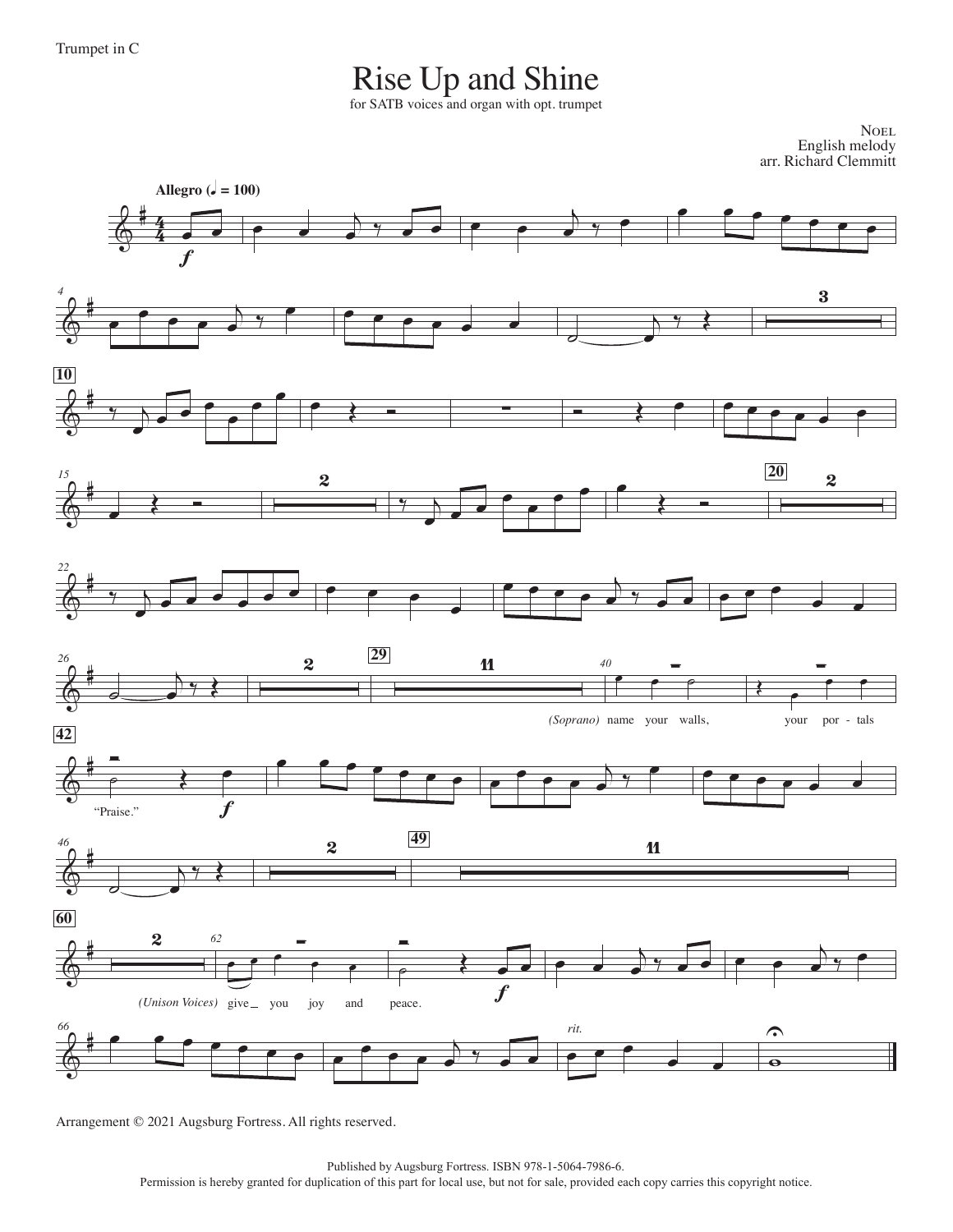Trumpet in C

# Rise Up and Shine

for SATB voices and organ with opt. trumpet

NOEL
English melody
arr. Richard Clemmitt

**Allegro (♩ = 100)**

*(Soprano)* name your walls, your por- tals "Praise."

*(Unison Voices)* give you joy and peace.

*rit.*

Arrangement © 2021 Augsburg Fortress. All rights reserved.

Published by Augsburg Fortress. ISBN 978-1-5064-7986-6.
Permission is hereby granted for duplication of this part for local use, but not for sale, provided each copy carries this copyright notice.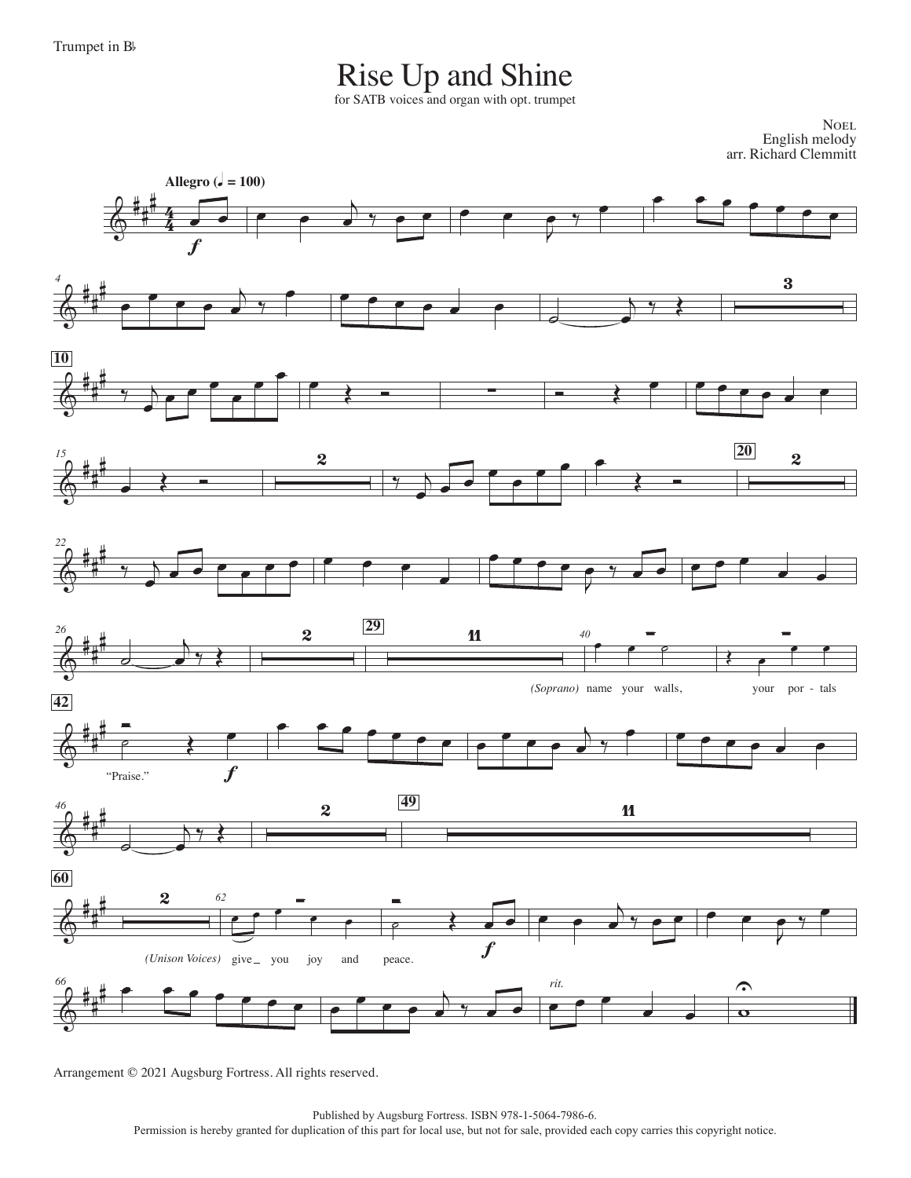Trumpet in B♭

# Rise Up and Shine

for SATB voices and organ with opt. trumpet

NOEL
English melody
arr. Richard Clemmitt

Arrangement © 2021 Augsburg Fortress. All rights reserved.

Published by Augsburg Fortress. ISBN 978-1-5064-7986-6.
Permission is hereby granted for duplication of this part for local use, but not for sale, provided each copy carries this copyright notice.